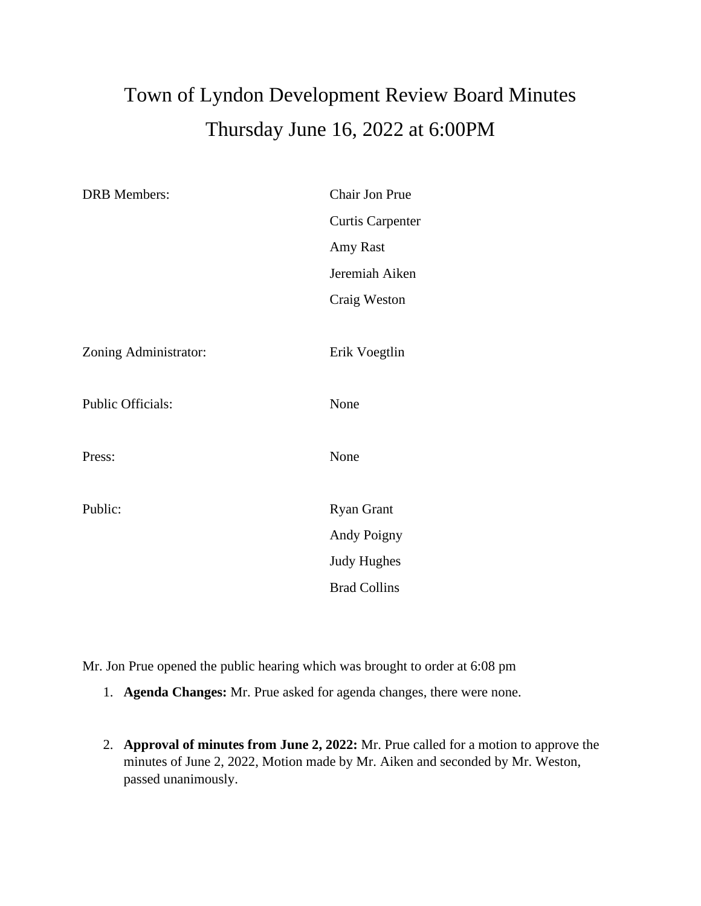# Town of Lyndon Development Review Board Minutes

## Thursday June 16, 2022 at 6:00PM

| | |
|---|---|
| DRB Members: | Chair Jon Prue |
| | Curtis Carpenter |
| | Amy Rast |
| | Jeremiah Aiken |
| | Craig Weston |
| Zoning Administrator: | Erik Voegtlin |
| Public Officials: | None |
| Press: | None |
| Public: | Ryan Grant |
| | Andy Poigny |
| | Judy Hughes |
| | Brad Collins |

Mr. Jon Prue opened the public hearing which was brought to order at 6:08 pm

1. **Agenda Changes:** Mr. Prue asked for agenda changes, there were none.

2. **Approval of minutes from June 2, 2022:** Mr. Prue called for a motion to approve the minutes of June 2, 2022, Motion made by Mr. Aiken and seconded by Mr. Weston, passed unanimously.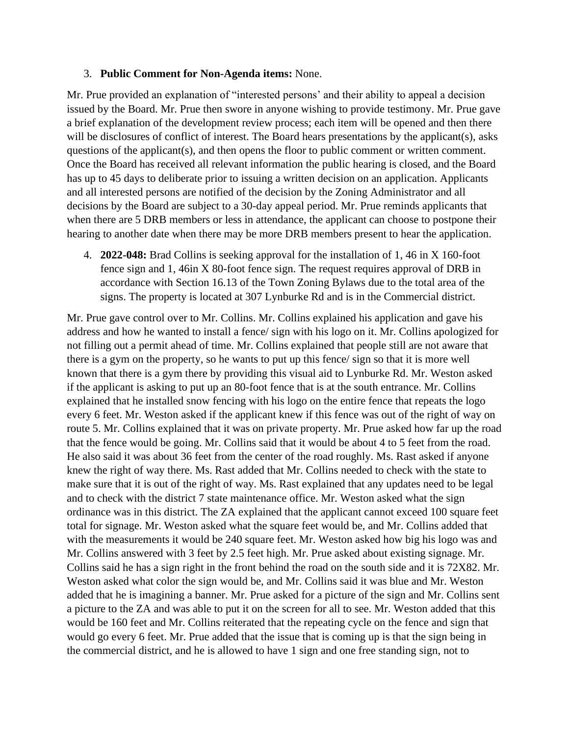3. **Public Comment for Non-Agenda items:** None.

Mr. Prue provided an explanation of "interested persons' and their ability to appeal a decision issued by the Board. Mr. Prue then swore in anyone wishing to provide testimony. Mr. Prue gave a brief explanation of the development review process; each item will be opened and then there will be disclosures of conflict of interest. The Board hears presentations by the applicant(s), asks questions of the applicant(s), and then opens the floor to public comment or written comment. Once the Board has received all relevant information the public hearing is closed, and the Board has up to 45 days to deliberate prior to issuing a written decision on an application. Applicants and all interested persons are notified of the decision by the Zoning Administrator and all decisions by the Board are subject to a 30-day appeal period. Mr. Prue reminds applicants that when there are 5 DRB members or less in attendance, the applicant can choose to postpone their hearing to another date when there may be more DRB members present to hear the application.

4. **2022-048:** Brad Collins is seeking approval for the installation of 1, 46 in X 160-foot fence sign and 1, 46in X 80-foot fence sign. The request requires approval of DRB in accordance with Section 16.13 of the Town Zoning Bylaws due to the total area of the signs. The property is located at 307 Lynburke Rd and is in the Commercial district.

Mr. Prue gave control over to Mr. Collins. Mr. Collins explained his application and gave his address and how he wanted to install a fence/ sign with his logo on it. Mr. Collins apologized for not filling out a permit ahead of time. Mr. Collins explained that people still are not aware that there is a gym on the property, so he wants to put up this fence/ sign so that it is more well known that there is a gym there by providing this visual aid to Lynburke Rd. Mr. Weston asked if the applicant is asking to put up an 80-foot fence that is at the south entrance. Mr. Collins explained that he installed snow fencing with his logo on the entire fence that repeats the logo every 6 feet. Mr. Weston asked if the applicant knew if this fence was out of the right of way on route 5. Mr. Collins explained that it was on private property. Mr. Prue asked how far up the road that the fence would be going. Mr. Collins said that it would be about 4 to 5 feet from the road. He also said it was about 36 feet from the center of the road roughly. Ms. Rast asked if anyone knew the right of way there. Ms. Rast added that Mr. Collins needed to check with the state to make sure that it is out of the right of way. Ms. Rast explained that any updates need to be legal and to check with the district 7 state maintenance office. Mr. Weston asked what the sign ordinance was in this district. The ZA explained that the applicant cannot exceed 100 square feet total for signage. Mr. Weston asked what the square feet would be, and Mr. Collins added that with the measurements it would be 240 square feet. Mr. Weston asked how big his logo was and Mr. Collins answered with 3 feet by 2.5 feet high. Mr. Prue asked about existing signage. Mr. Collins said he has a sign right in the front behind the road on the south side and it is 72X82. Mr. Weston asked what color the sign would be, and Mr. Collins said it was blue and Mr. Weston added that he is imagining a banner. Mr. Prue asked for a picture of the sign and Mr. Collins sent a picture to the ZA and was able to put it on the screen for all to see. Mr. Weston added that this would be 160 feet and Mr. Collins reiterated that the repeating cycle on the fence and sign that would go every 6 feet. Mr. Prue added that the issue that is coming up is that the sign being in the commercial district, and he is allowed to have 1 sign and one free standing sign, not to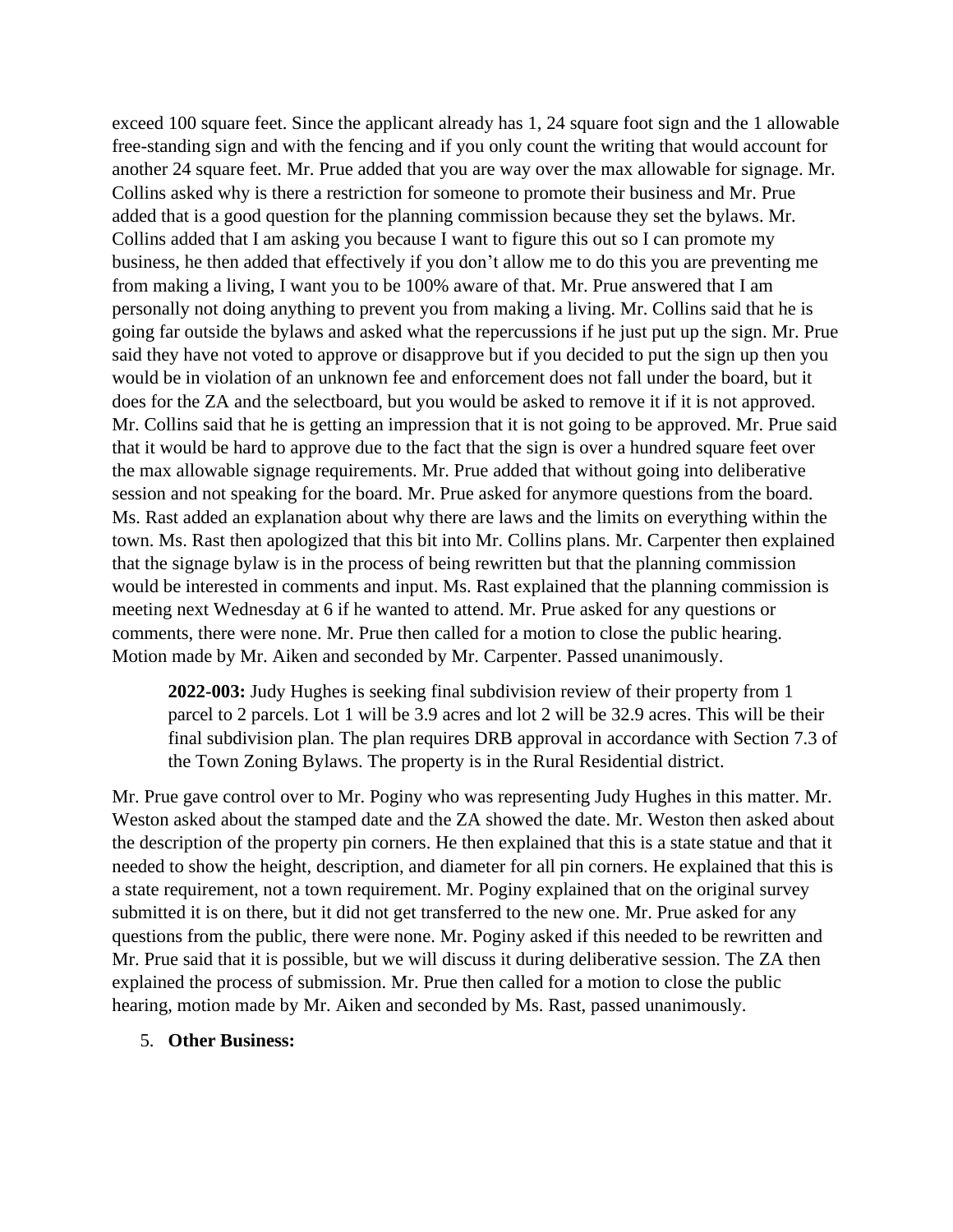exceed 100 square feet. Since the applicant already has 1, 24 square foot sign and the 1 allowable free-standing sign and with the fencing and if you only count the writing that would account for another 24 square feet. Mr. Prue added that you are way over the max allowable for signage. Mr. Collins asked why is there a restriction for someone to promote their business and Mr. Prue added that is a good question for the planning commission because they set the bylaws. Mr. Collins added that I am asking you because I want to figure this out so I can promote my business, he then added that effectively if you don't allow me to do this you are preventing me from making a living, I want you to be 100% aware of that. Mr. Prue answered that I am personally not doing anything to prevent you from making a living. Mr. Collins said that he is going far outside the bylaws and asked what the repercussions if he just put up the sign. Mr. Prue said they have not voted to approve or disapprove but if you decided to put the sign up then you would be in violation of an unknown fee and enforcement does not fall under the board, but it does for the ZA and the selectboard, but you would be asked to remove it if it is not approved. Mr. Collins said that he is getting an impression that it is not going to be approved. Mr. Prue said that it would be hard to approve due to the fact that the sign is over a hundred square feet over the max allowable signage requirements. Mr. Prue added that without going into deliberative session and not speaking for the board. Mr. Prue asked for anymore questions from the board. Ms. Rast added an explanation about why there are laws and the limits on everything within the town. Ms. Rast then apologized that this bit into Mr. Collins plans. Mr. Carpenter then explained that the signage bylaw is in the process of being rewritten but that the planning commission would be interested in comments and input. Ms. Rast explained that the planning commission is meeting next Wednesday at 6 if he wanted to attend. Mr. Prue asked for any questions or comments, there were none. Mr. Prue then called for a motion to close the public hearing. Motion made by Mr. Aiken and seconded by Mr. Carpenter. Passed unanimously.

> **2022-003:** Judy Hughes is seeking final subdivision review of their property from 1 parcel to 2 parcels. Lot 1 will be 3.9 acres and lot 2 will be 32.9 acres. This will be their final subdivision plan. The plan requires DRB approval in accordance with Section 7.3 of the Town Zoning Bylaws. The property is in the Rural Residential district.

Mr. Prue gave control over to Mr. Poginy who was representing Judy Hughes in this matter. Mr. Weston asked about the stamped date and the ZA showed the date. Mr. Weston then asked about the description of the property pin corners. He then explained that this is a state statue and that it needed to show the height, description, and diameter for all pin corners. He explained that this is a state requirement, not a town requirement. Mr. Poginy explained that on the original survey submitted it is on there, but it did not get transferred to the new one. Mr. Prue asked for any questions from the public, there were none. Mr. Poginy asked if this needed to be rewritten and Mr. Prue said that it is possible, but we will discuss it during deliberative session. The ZA then explained the process of submission. Mr. Prue then called for a motion to close the public hearing, motion made by Mr. Aiken and seconded by Ms. Rast, passed unanimously.

5. **Other Business:**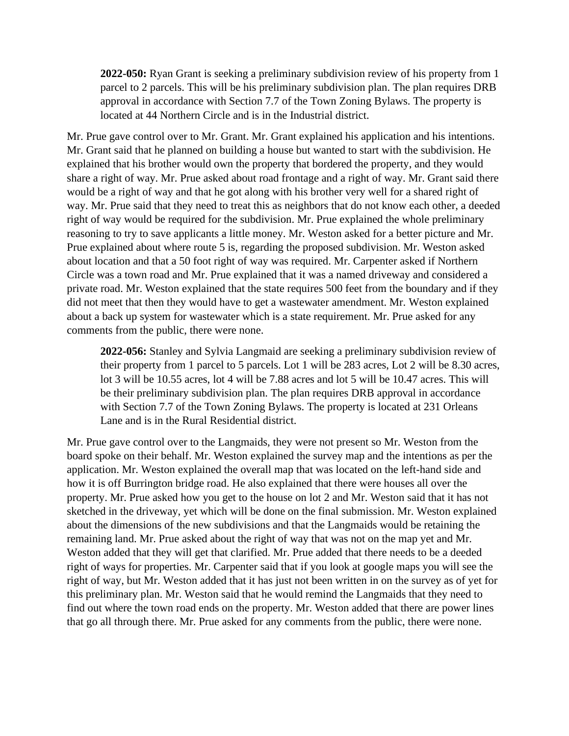> **2022-050:** Ryan Grant is seeking a preliminary subdivision review of his property from 1 parcel to 2 parcels. This will be his preliminary subdivision plan. The plan requires DRB approval in accordance with Section 7.7 of the Town Zoning Bylaws. The property is located at 44 Northern Circle and is in the Industrial district.

Mr. Prue gave control over to Mr. Grant. Mr. Grant explained his application and his intentions. Mr. Grant said that he planned on building a house but wanted to start with the subdivision. He explained that his brother would own the property that bordered the property, and they would share a right of way. Mr. Prue asked about road frontage and a right of way. Mr. Grant said there would be a right of way and that he got along with his brother very well for a shared right of way. Mr. Prue said that they need to treat this as neighbors that do not know each other, a deeded right of way would be required for the subdivision. Mr. Prue explained the whole preliminary reasoning to try to save applicants a little money. Mr. Weston asked for a better picture and Mr. Prue explained about where route 5 is, regarding the proposed subdivision. Mr. Weston asked about location and that a 50 foot right of way was required. Mr. Carpenter asked if Northern Circle was a town road and Mr. Prue explained that it was a named driveway and considered a private road. Mr. Weston explained that the state requires 500 feet from the boundary and if they did not meet that then they would have to get a wastewater amendment. Mr. Weston explained about a back up system for wastewater which is a state requirement. Mr. Prue asked for any comments from the public, there were none.

> **2022-056:** Stanley and Sylvia Langmaid are seeking a preliminary subdivision review of their property from 1 parcel to 5 parcels. Lot 1 will be 283 acres, Lot 2 will be 8.30 acres, lot 3 will be 10.55 acres, lot 4 will be 7.88 acres and lot 5 will be 10.47 acres. This will be their preliminary subdivision plan. The plan requires DRB approval in accordance with Section 7.7 of the Town Zoning Bylaws. The property is located at 231 Orleans Lane and is in the Rural Residential district.

Mr. Prue gave control over to the Langmaids, they were not present so Mr. Weston from the board spoke on their behalf. Mr. Weston explained the survey map and the intentions as per the application. Mr. Weston explained the overall map that was located on the left-hand side and how it is off Burrington bridge road. He also explained that there were houses all over the property. Mr. Prue asked how you get to the house on lot 2 and Mr. Weston said that it has not sketched in the driveway, yet which will be done on the final submission. Mr. Weston explained about the dimensions of the new subdivisions and that the Langmaids would be retaining the remaining land. Mr. Prue asked about the right of way that was not on the map yet and Mr. Weston added that they will get that clarified. Mr. Prue added that there needs to be a deeded right of ways for properties. Mr. Carpenter said that if you look at google maps you will see the right of way, but Mr. Weston added that it has just not been written in on the survey as of yet for this preliminary plan. Mr. Weston said that he would remind the Langmaids that they need to find out where the town road ends on the property. Mr. Weston added that there are power lines that go all through there. Mr. Prue asked for any comments from the public, there were none.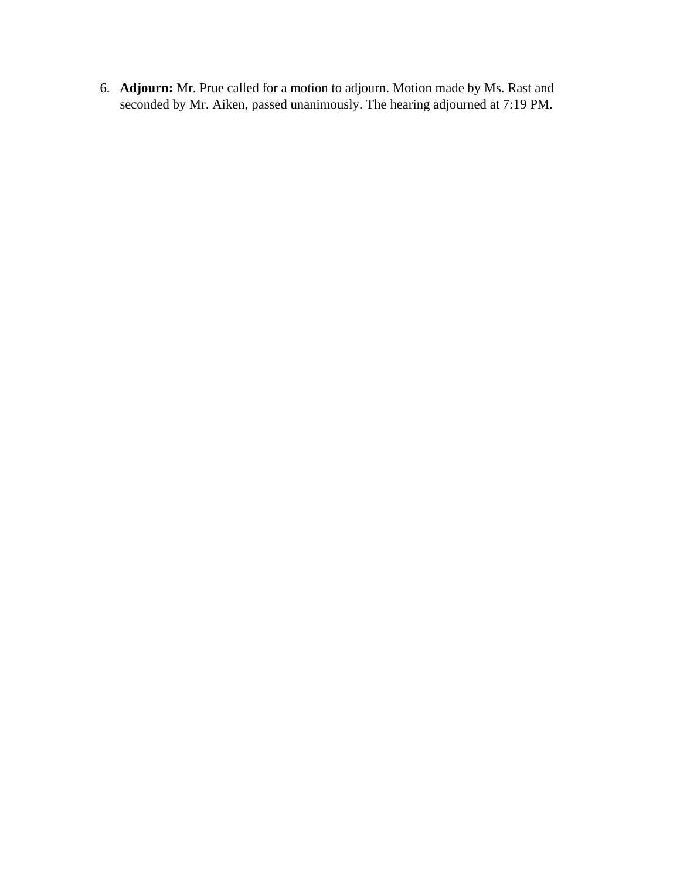6. **Adjourn:** Mr. Prue called for a motion to adjourn. Motion made by Ms. Rast and seconded by Mr. Aiken, passed unanimously. The hearing adjourned at 7:19 PM.